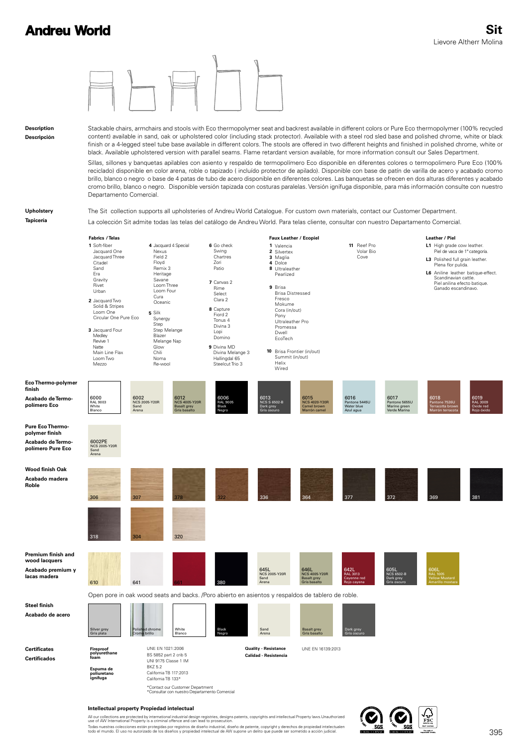# Andreu World

## Sit

Lievore Altherr Molina

**Description**
**Descripción**

Stackable chairs, armchairs and stools with Eco thermopolymer seat and backrest available in different colors or Pure Eco thermopolymer (100% recycled content) available in sand, oak or upholstered color (including stack protector). Available with a steel rod sled base and polished chrome, white or black finish or a 4-legged steel tube base available in different colors. The stools are offered in two different heights and finished in polished chrome, white or black. Available upholstered version with parallel seams. Flame retardant version available, for more information consult our Sales Department.

Sillas, sillones y banquetas apilables con asiento y respaldo de termopolímero Eco disponible en diferentes colores o termopolimero Pure Eco (100% reciclado) disponible en color arena, roble o tapizado ( incluído protector de apilado). Disponible con base de patín de varilla de acero y acabado cromo brillo, blanco o negro o base de 4 patas de tubo de acero disponible en diferentes colores. Las banquetas se ofrecen en dos alturas diferentes y acabado cromo brillo, blanco o negro. Disponible versión tapizada con costuras paralelas. Versión ignífuga disponible, para más información consulte con nuestro Departamento Comercial.

**Upholstery**
**Tapicería**

The Sit collection supports all upholsteries of Andreu World Catalogue. For custom own materials, contact our Customer Department.

La colección Sit admite todas las telas del catálogo de Andreu World. Para telas cliente, consultar con nuestro Departamento Comercial.

**Fabrics / Telas**

1 Soft-fiber, Jacquard One, Jacquard Three, Citadel, Sand, Era, Gravity, Rivet, Urban
2 Jacquard Two, Solid & Stripes, Loom One, Circular One Pure Eco
3 Jacquard Four, Medley, Revive 1, Natte, Main Line Flax, Loom Two, Mezzo
4 Jacquard 4 Special, Nexus, Field 2, Floyd, Remix 3, Heritage, Savane, Loom Three, Loom Four, Cura, Oceanic
5 Silk, Synergy, Step, Step Melange, Blazer, Melange Nap, Glow, Chili, Noma, Re-wool
6 Go check, Swing, Chartres, Zori, Patio
7 Canvas 2, Rime, Select, Clara 2
8 Capture, Fiord 2, Tonus 4, Divina 3, Lopi, Domino
9 Divina MD, Divina Melange 3, Hallingdal 65, Steelcut Trio 3

**Faux Leather / Ecopiel**

1 Valencia
2 Silvertex
3 Maglia
4 Dolce
8 Ultraleather, Pearlized
9 Brisa, Brisa Distressed, Fresco, Mokume, Cora (in/out), Pony, Ultraleather Pro, Promessa, Dwell, EcoTech
10 Brisa Frontier (in/out), Summit (in/out), Helix, Wired
11 Reef Pro, Volar Bio, Cove

**Leather / Piel**

L1 High grade cow leather. Piel de vaca de 1ª categoría.
L3 Polished full grain leather. Plena flor pulida.
L6 Aniline leather batique-effect. Scandinavian cattle. Piel anilina efecto batique. Ganado escandinavo.

**Eco Thermo-polymer finish**
**Acabado de Termo-polímero Eco**

6000 RAL 9003 White Blanco · 6002 NCS 2005-Y20R Sand Arena · 6012 NCS 4005-Y20R Basalt grey Gris basalto · 6006 RAL 9005 Black Negro · 6013 NCS S 6502-B Dark grey Gris oscuro · 6015 NCS 4020-Y20R Camel brown Marrón camel · 6016 Pantone 5445U Water blue Azul agua · 6017 Pantone 5655U Marine green Verde Marina · 6018 Pantone 7526U Terracotta brown Marrón terracota · 6019 RAL 3009 Oxide red Rojo óxido

**Pure Eco Thermo-polymer finish**
**Acabado de Termo-polímero Pure Eco**

6002PE NCS 2005-Y20R Sand Arena

**Wood finish Oak**
**Acabado madera Roble**

306 · 307 · 378 · 322 · 336 · 364 · 377 · 372 · 369 · 381 · 318 · 304 · 320

**Premium finish and wood lacquers**
**Acabado premium y lacas madera**

610 · 641 · 661 · 380 · 645L NCS 2005-Y20R Sand Arena · 646L NCS 4005-Y20R Basalt grey Gris basalto · 642L RAL 3013 Cayenne red Rojo cayena · 605L NCS 6502-B Dark grey Gris oscuro · 606L RAL 1005 Yellow Mustard Amarillo mostaza

Open pore in oak wood seats and backs. /Poro abierto en asientos y respaldos de tablero de roble.

**Steel finish**
**Acabado de acero**

Silver grey Gris plata · Polished chrome Cromo brillo · White Blanco · Black Negro · Sand Arena · Basalt grey Gris basalto · Dark grey Gris oscuro

**Certificates**
**Certificados**

**Fireproof polyurethane foam** / **Espuma de poliuretano ignífuga**
UNE EN 1021:2006
BS 5852 part 2 crib 5
UNI 9175 Classe 1 IM
BKZ 5.2
California TB 117:2013
California TB 133*

*Contact our Customer Department
*Consultar con nuestro Departamento Comercial

**Quality - Resistance** / **Calidad - Resistencia**
UNE EN 16139:2013

**Intellectual property Propiedad intelectual**

All our collections are protected by international industrial design registries, designs patents, copyrights and intellectual Property laws.Unauthorized use of AW International Property is a criminal offence and can lead to prosecution.

Todas nuestras colecciones están protegidas por registros de diseño industrial, diseño de patente, copyright y derechos de propiedad intelectualen todo el mundo. El uso no autorizado de los diseños y propiedad intelectual de AW supone un delito que puede ser sometido a acción judicial.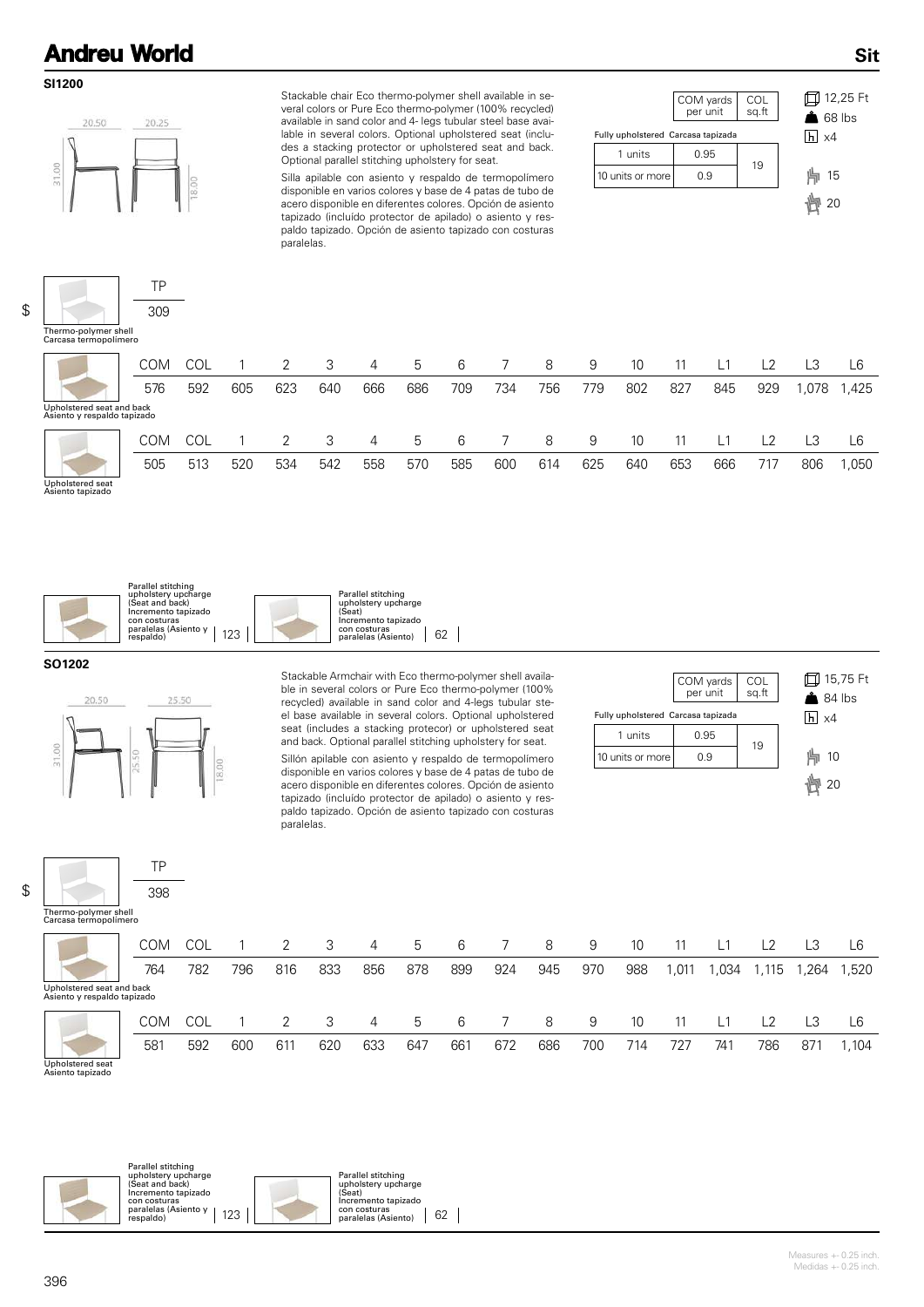# SI1200

20.50 20.25 31.00 18.00

Stackable chair Eco thermo-polymer shell available in several colors or Pure Eco thermo-polymer (100% recycled) available in sand color and 4- legs tubular steel base available in several colors. Optional upholstered seat (includes a stacking protector or upholstered seat and back. Optional parallel stitching upholstery for seat.

Silla apilable con asiento y respaldo de termopolímero disponible en varios colores y base de 4 patas de tubo de acero disponible en diferentes colores. Opción de asiento tapizado (incluído protector de apilado) o asiento y respaldo tapizado. Opción de asiento tapizado con costuras paralelas.

| Fully upholstered Carcasa tapizada | COM yards per unit | COL sq.ft |
|---|---|---|
| 1 units | 0.95 | 19 |
| 10 units or more | 0.9 | |

12,25 Ft
68 lbs
x4
15
20

$

| | TP |
|---|---|
| Thermo-polymer shell Carcasa termopolímero | 309 |

| | COM | COL | 1 | 2 | 3 | 4 | 5 | 6 | 7 | 8 | 9 | 10 | 11 | L1 | L2 | L3 | L6 |
|---|---|---|---|---|---|---|---|---|---|---|---|---|---|---|---|---|---|
| Upholstered seat and back Asiento y respaldo tapizado | 576 | 592 | 605 | 623 | 640 | 666 | 686 | 709 | 734 | 756 | 779 | 802 | 827 | 845 | 929 | 1,078 | 1,425 |
| Upholstered seat Asiento tapizado | 505 | 513 | 520 | 534 | 542 | 558 | 570 | 585 | 600 | 614 | 625 | 640 | 653 | 666 | 717 | 806 | 1,050 |

| Parallel stitching upholstery upcharge (Seat and back) Incremento tapizado con costuras paralelas (Asiento y respaldo) | 123 | Parallel stitching upholstery upcharge (Seat) Incremento tapizado con costuras paralelas (Asiento) | 62 |
|---|---|---|---|

# SO1202

20.50 25.50 31.00 25.50 18.00

Stackable Armchair with Eco thermo-polymer shell available in several colors or Pure Eco thermo-polymer (100% recycled) available in sand color and 4-legs tubular steel base available in several colors. Optional upholstered seat (includes a stacking protecor) or upholstered seat and back. Optional parallel stitching upholstery for seat.

Sillón apilable con asiento y respaldo de termopolímero disponible en varios colores y base de 4 patas de tubo de acero disponible en diferentes colores. Opción de asiento tapizado (incluído protector de apilado) o asiento y respaldo tapizado. Opción de asiento tapizado con costuras paralelas.

| Fully upholstered Carcasa tapizada | COM yards per unit | COL sq.ft |
|---|---|---|
| 1 units | 0.95 | 19 |
| 10 units or more | 0.9 | |

15,75 Ft
84 lbs
x4
10
20

$

| | TP |
|---|---|
| Thermo-polymer shell Carcasa termopolímero | 398 |

| | COM | COL | 1 | 2 | 3 | 4 | 5 | 6 | 7 | 8 | 9 | 10 | 11 | L1 | L2 | L3 | L6 |
|---|---|---|---|---|---|---|---|---|---|---|---|---|---|---|---|---|---|
| Upholstered seat and back Asiento y respaldo tapizado | 764 | 782 | 796 | 816 | 833 | 856 | 878 | 899 | 924 | 945 | 970 | 988 | 1,011 | 1,034 | 1,115 | 1,264 | 1,520 |
| Upholstered seat Asiento tapizado | 581 | 592 | 600 | 611 | 620 | 633 | 647 | 661 | 672 | 686 | 700 | 714 | 727 | 741 | 786 | 871 | 1,104 |

| Parallel stitching upholstery upcharge (Seat and back) Incremento tapizado con costuras paralelas (Asiento y respaldo) | 123 | Parallel stitching upholstery upcharge (Seat) Incremento tapizado con costuras paralelas (Asiento) | 62 |
|---|---|---|---|

Measures +- 0.25 inch.
Medidas +- 0.25 inch.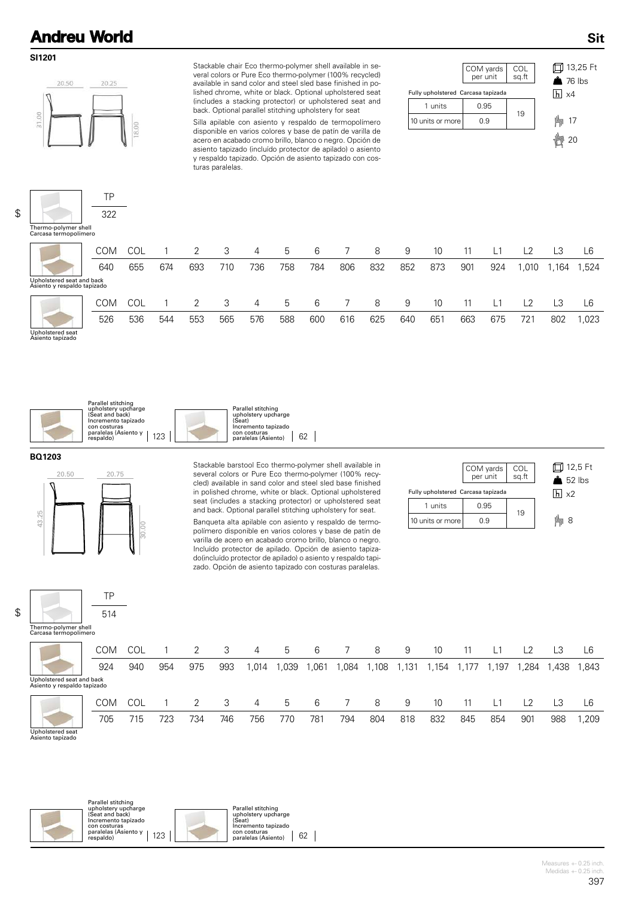## SI1201

20.50 20.25 31.00 18.00

Stackable chair Eco thermo-polymer shell available in several colors or Pure Eco thermo-polymer (100% recycled) available in sand color and steel sled base finished in polished chrome, white or black. Optional upholstered seat (includes a stacking protector) or upholstered seat and back. Optional parallel stitching upholstery for seat

Silla apilable con asiento y respaldo de termopolímero disponible en varios colores y base de patín de varilla de acero en acabado cromo brillo, blanco o negro. Opción de asiento tapizado (incluido protector de apilado) o asiento y respaldo tapizado. Opción de asiento tapizado con costuras paralelas.

| Fully upholstered Carcasa tapizada | COM yards per unit | COL sq.ft |
|---|---|---|
| 1 units | 0.95 | 19 |
| 10 units or more | 0.9 | |

13,25 Ft
76 lbs
x4
17
20

$

| | TP |
|---|---|
| Thermo-polymer shell Carcasa termopolímero | 322 |

| | COM | COL | 1 | 2 | 3 | 4 | 5 | 6 | 7 | 8 | 9 | 10 | 11 | L1 | L2 | L3 | L6 |
|---|---|---|---|---|---|---|---|---|---|---|---|---|---|---|---|---|---|
| Upholstered seat and back Asiento y respaldo tapizado | 640 | 655 | 674 | 693 | 710 | 736 | 758 | 784 | 806 | 832 | 852 | 873 | 901 | 924 | 1,010 | 1,164 | 1,524 |
| Upholstered seat Asiento tapizado | 526 | 536 | 544 | 553 | 565 | 576 | 588 | 600 | 616 | 625 | 640 | 651 | 663 | 675 | 721 | 802 | 1,023 |

| Parallel stitching upholstery upcharge (Seat and back) Incremento tapizado con costuras paralelas (Asiento y respaldo) | 123 | Parallel stitching upholstery upcharge (Seat) Incremento tapizado con costuras paralelas (Asiento) | 62 |
|---|---|---|---|

## BQ1203

20.50 20.75 43.25 30.00

Stackable barstool Eco thermo-polymer shell available in several colors or Pure Eco thermo-polymer (100% recycled) available in sand color and steel sled base finished in polished chrome, white or black. Optional upholstered seat (includes a stacking protector) or upholstered seat and back. Optional parallel stitching upholstery for seat.

Banqueta alta apilable con asiento y respaldo de termopolímero disponible en varios colores y base de patín de varilla de acero en acabado cromo brillo, blanco o negro. Incluído protector de apilado. Opción de asiento tapizado(incluído protector de apilado) o asiento y respaldo tapizado. Opción de asiento tapizado con costuras paralelas.

| Fully upholstered Carcasa tapizada | COM yards per unit | COL sq.ft |
|---|---|---|
| 1 units | 0.95 | 19 |
| 10 units or more | 0.9 | |

12,5 Ft
52 lbs
x2
8

$

| | TP |
|---|---|
| Thermo-polymer shell Carcasa termopolímero | 514 |

| | COM | COL | 1 | 2 | 3 | 4 | 5 | 6 | 7 | 8 | 9 | 10 | 11 | L1 | L2 | L3 | L6 |
|---|---|---|---|---|---|---|---|---|---|---|---|---|---|---|---|---|---|
| Upholstered seat and back Asiento y respaldo tapizado | 924 | 940 | 954 | 975 | 993 | 1,014 | 1,039 | 1,061 | 1,084 | 1,108 | 1,131 | 1,154 | 1,177 | 1,197 | 1,284 | 1,438 | 1,843 |
| Upholstered seat Asiento tapizado | 705 | 715 | 723 | 734 | 746 | 756 | 770 | 781 | 794 | 804 | 818 | 832 | 845 | 854 | 901 | 988 | 1,209 |

| Parallel stitching upholstery upcharge (Seat and back) Incremento tapizado con costuras paralelas (Asiento y respaldo) | 123 | Parallel stitching upholstery upcharge (Seat) Incremento tapizado con costuras paralelas (Asiento) | 62 |
|---|---|---|---|

Measures +- 0.25 inch.
Medidas +- 0.25 inch.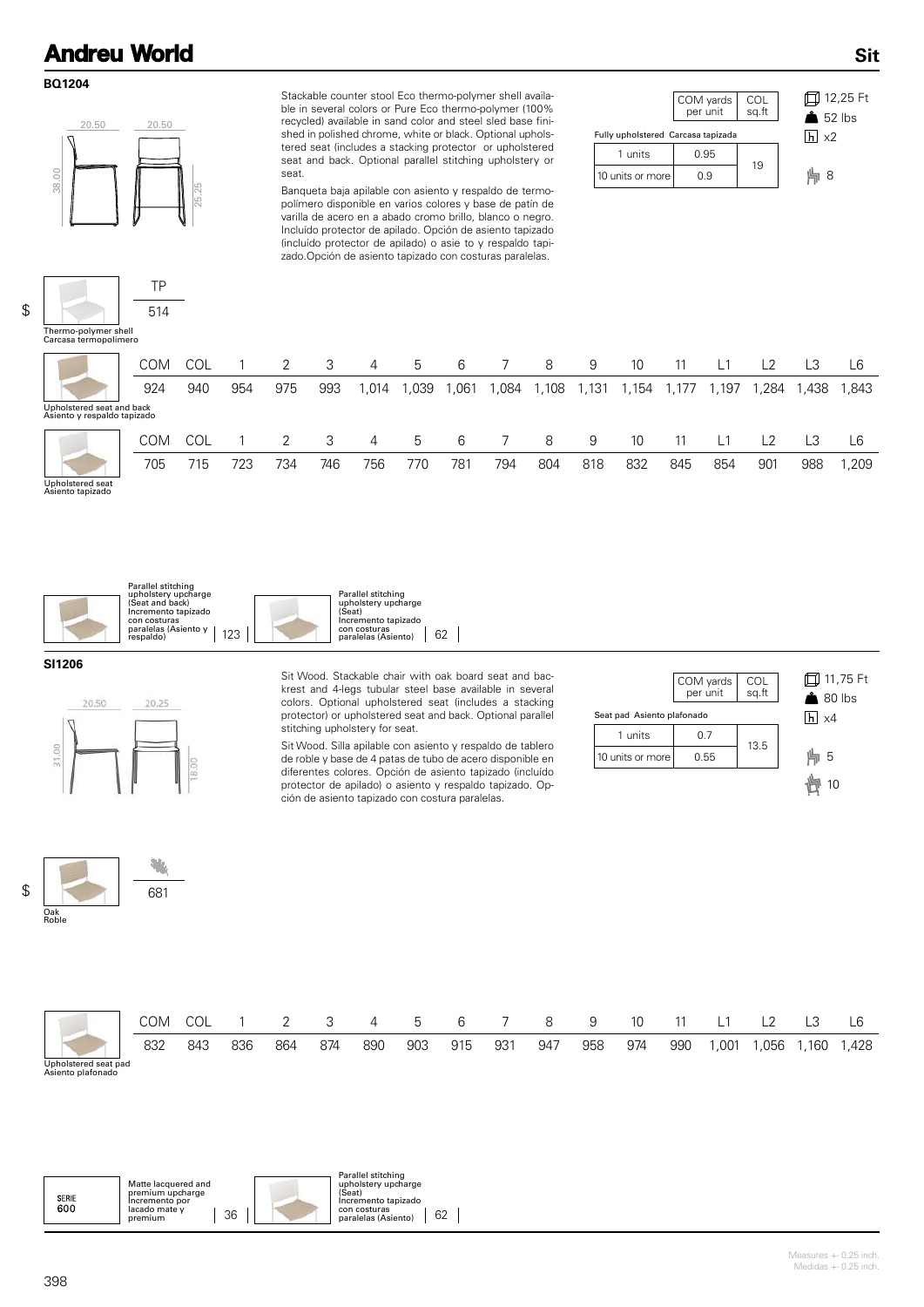## BQ1204

20.50 | 20.50 | 38.00 | 25.25

Stackable counter stool Eco thermo-polymer shell available in several colors or Pure Eco thermo-polymer (100% recycled) available in sand color and steel sled base finished in polished chrome, white or black. Optional upholstered seat (includes a stacking protector or upholstered seat and back. Optional parallel stitching upholstery or seat.

Banqueta baja apilable con asiento y respaldo de termopolímero disponible en varios colores y base de patín de varilla de acero en a abado cromo brillo, blanco o negro. Incluído protector de apilado. Opción de asiento tapizado (incluído protector de apilado) o asie to y respaldo tapizado.Opción de asiento tapizado con costuras paralelas.

| Fully upholstered Carcasa tapizada | COM yards per unit | COL sq.ft |
|---|---|---|
| 1 units | 0.95 | 19 |
| 10 units or more | 0.9 | |

12,25 Ft
52 lbs
x2
8

$

| | TP |
|---|---|
| Thermo-polymer shell Carcasa termopolímero | 514 |

| | COM | COL | 1 | 2 | 3 | 4 | 5 | 6 | 7 | 8 | 9 | 10 | 11 | L1 | L2 | L3 | L6 |
|---|---|---|---|---|---|---|---|---|---|---|---|---|---|---|---|---|---|
| Upholstered seat and back Asiento y respaldo tapizado | 924 | 940 | 954 | 975 | 993 | 1,014 | 1,039 | 1,061 | 1,084 | 1,108 | 1,131 | 1,154 | 1,177 | 1,197 | 1,284 | 1,438 | 1,843 |
| Upholstered seat Asiento tapizado | 705 | 715 | 723 | 734 | 746 | 756 | 770 | 781 | 794 | 804 | 818 | 832 | 845 | 854 | 901 | 988 | 1,209 |

Parallel stitching upholstery upcharge (Seat and back) Incremento tapizado con costuras paralelas (Asiento y respaldo) | 123

Parallel stitching upholstery upcharge (Seat) Incremento tapizado con costuras paralelas (Asiento) | 62

## SI1206

20.50 | 20.25 | 31.00 | 18.00

Sit Wood. Stackable chair with oak board seat and backrest and 4-legs tubular steel base available in several colors. Optional upholstered seat (includes a stacking protector) or upholstered seat and back. Optional parallel stitching upholstery for seat.

Sit Wood. Silla apilable con asiento y respaldo de tablero de roble y base de 4 patas de tubo de acero disponible en diferentes colores. Opción de asiento tapizado (incluído protector de apilado) o asiento y respaldo tapizado. Opción de asiento tapizado con costura paralelas.

| Seat pad Asiento plafonado | COM yards per unit | COL sq.ft |
|---|---|---|
| 1 units | 0.7 | 13.5 |
| 10 units or more | 0.55 | |

11,75 Ft
80 lbs
x4
5
10

$

| Oak Roble | 681 |
|---|---|

| | COM | COL | 1 | 2 | 3 | 4 | 5 | 6 | 7 | 8 | 9 | 10 | 11 | L1 | L2 | L3 | L6 |
|---|---|---|---|---|---|---|---|---|---|---|---|---|---|---|---|---|---|
| Upholstered seat pad Asiento plafonado | 832 | 843 | 836 | 864 | 874 | 890 | 903 | 915 | 931 | 947 | 958 | 974 | 990 | 1,001 | 1,056 | 1,160 | 1,428 |

SERIE 600 — Matte lacquered and premium upcharge Incremento por lacado mate y premium | 36

Parallel stitching upholstery upcharge (Seat) Incremento tapizado con costuras paralelas (Asiento) | 62

Measures +- 0.25 inch.
Medidas +- 0.25 inch.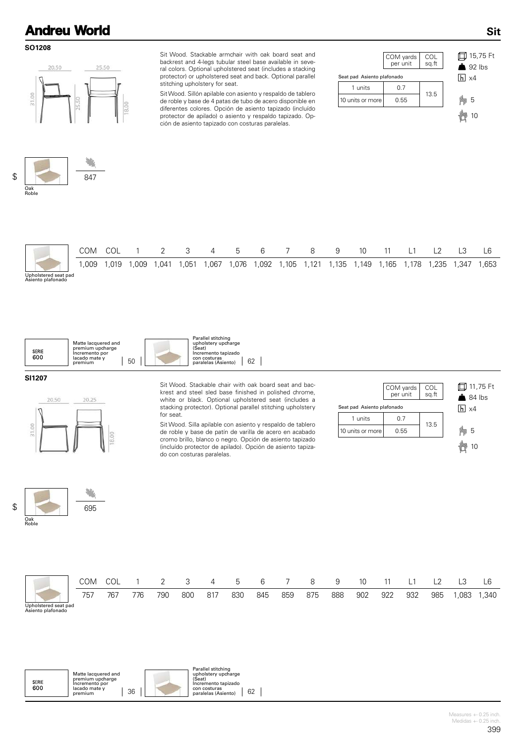# Andreu World

## Sit

### SO1208

20.50 25.50 31.00 25.50 18.00

Sit Wood. Stackable armchair with oak board seat and backrest and 4-legs tubular steel base available in several colors. Optional upholstered seat (includes a stacking protector) or upholstered seat and back. Optional parallel stitching upholstery for seat.

Sit Wood. Sillón apilable con asiento y respaldo de tablero de roble y base de 4 patas de tubo de acero disponible en diferentes colores. Opción de asiento tapizado (incluído protector de apilado) o asiento y respaldo tapizado. Opción de asiento tapizado con costuras paralelas.

| Seat pad Asiento plafonado | COM yards per unit | COL sq.ft |
|---|---|---|
| 1 units | 0.7 | 13.5 |
| 10 units or more | 0.55 | |

15,75 Ft
92 lbs
x4
5
10

$ Oak Roble: 847

Upholstered seat pad / Asiento plafonado

| COM | COL | 1 | 2 | 3 | 4 | 5 | 6 | 7 | 8 | 9 | 10 | 11 | L1 | L2 | L3 | L6 |
|---|---|---|---|---|---|---|---|---|---|---|---|---|---|---|---|---|
| 1,009 | 1,019 | 1,009 | 1,041 | 1,051 | 1,067 | 1,076 | 1,092 | 1,105 | 1,121 | 1,135 | 1,149 | 1,165 | 1,178 | 1,235 | 1,347 | 1,653 |

SERIE 600 — Matte lacquered and premium upcharge / Incremento por lacado mate y premium: 50

Parallel stitching upholstery upcharge (Seat) / Incremento tapizado con costuras paralelas (Asiento): 62

### SI1207

20.50 20.25 31.00 18.00

Sit Wood. Stackable chair with oak board seat and backrest and steel sled base finished in polished chrome, white or black. Optional upholstered seat (includes a stacking protector). Optional parallel stitching upholstery for seat.

Sit Wood. Silla apilable con asiento y respaldo de tablero de roble y base de patín de varilla de acero en acabado cromo brillo, blanco o negro. Opción de asiento tapizado (incluído protector de apilado). Opción de asiento tapizado con costuras paralelas.

| Seat pad Asiento plafonado | COM yards per unit | COL sq.ft |
|---|---|---|
| 1 units | 0.7 | 13.5 |
| 10 units or more | 0.55 | |

11,75 Ft
84 lbs
x4
5
10

$ Oak Roble: 695

Upholstered seat pad / Asiento plafonado

| COM | COL | 1 | 2 | 3 | 4 | 5 | 6 | 7 | 8 | 9 | 10 | 11 | L1 | L2 | L3 | L6 |
|---|---|---|---|---|---|---|---|---|---|---|---|---|---|---|---|---|
| 757 | 767 | 776 | 790 | 800 | 817 | 830 | 845 | 859 | 875 | 888 | 902 | 922 | 932 | 985 | 1,083 | 1,340 |

SERIE 600 — Matte lacquered and premium upcharge / Incremento por lacado mate y premium: 36

Parallel stitching upholstery upcharge (Seat) / Incremento tapizado con costuras paralelas (Asiento): 62

Measures +- 0.25 inch.
Medidas +- 0.25 inch.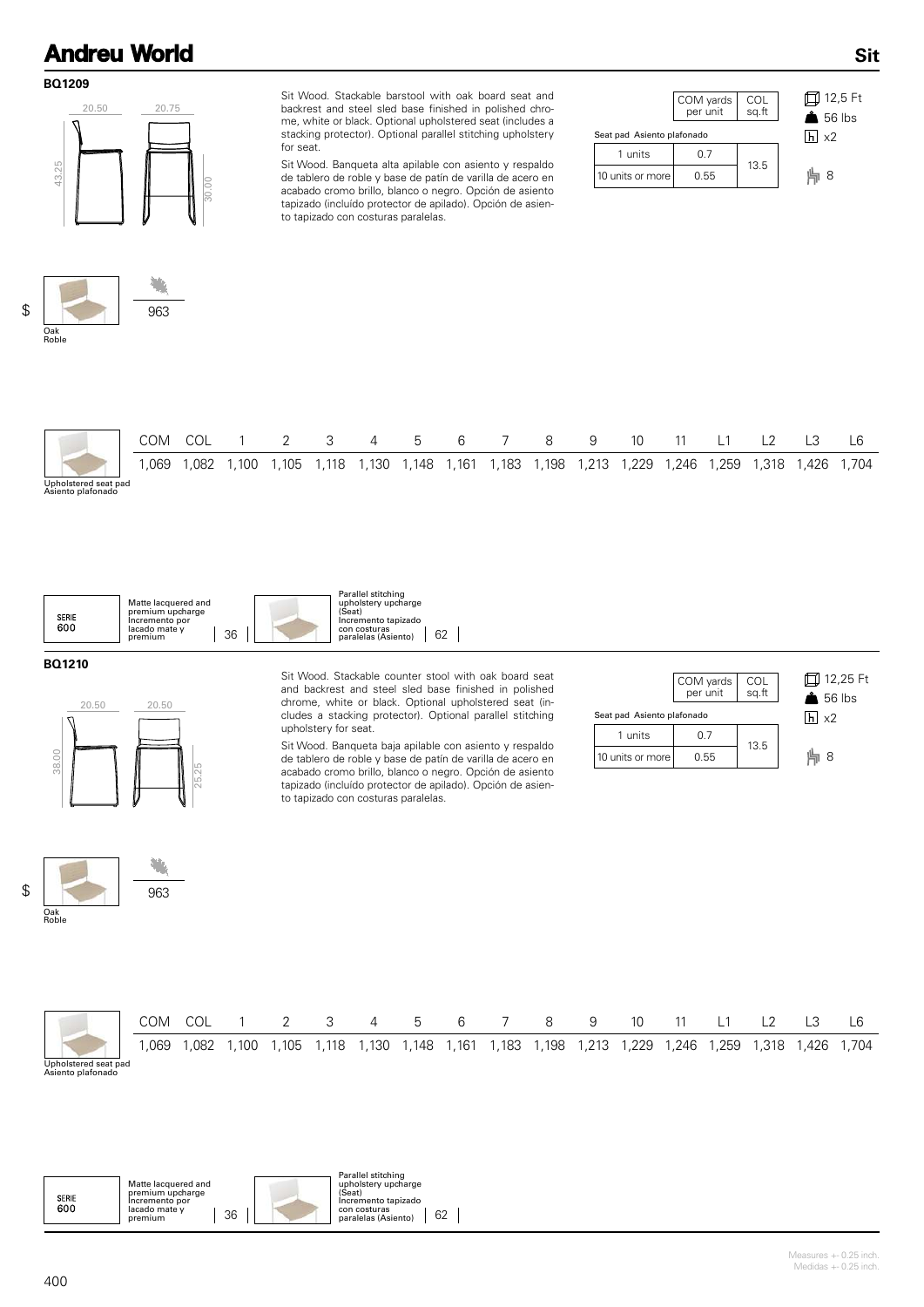# Andreu World

## Sit

### BQ1209

20.50 20.75 43.25 30.00

Sit Wood. Stackable barstool with oak board seat and backrest and steel sled base finished in polished chrome, white or black. Optional upholstered seat (includes a stacking protector). Optional parallel stitching upholstery for seat.

Sit Wood. Banqueta alta apilable con asiento y respaldo de tablero de roble y base de patín de varilla de acero en acabado cromo brillo, blanco o negro. Opción de asiento tapizado (incluído protector de apilado). Opción de asiento tapizado con costuras paralelas.

| Seat pad Asiento plafonado | COM yards per unit | COL sq.ft |
|---|---|---|
| 1 units | 0.7 | 13.5 |
| 10 units or more | 0.55 | |

12,5 Ft
56 lbs
x2
8

$ Oak Roble — 963

| Upholstered seat pad Asiento plafonado | COM | COL | 1 | 2 | 3 | 4 | 5 | 6 | 7 | 8 | 9 | 10 | 11 | L1 | L2 | L3 | L6 |
|---|---|---|---|---|---|---|---|---|---|---|---|---|---|---|---|---|---|
| | 1,069 | 1,082 | 1,100 | 1,105 | 1,118 | 1,130 | 1,148 | 1,161 | 1,183 | 1,198 | 1,213 | 1,229 | 1,246 | 1,259 | 1,318 | 1,426 | 1,704 |

SERIE 600 — Matte lacquered and premium upcharge / Incremento por lacado mate y premium: 36

Parallel stitching upholstery upcharge (Seat) / Incremento tapizado con costuras paralelas (Asiento): 62

### BQ1210

20.50 20.50 38.00 25.25

Sit Wood. Stackable counter stool with oak board seat and backrest and steel sled base finished in polished chrome, white or black. Optional upholstered seat (includes a stacking protector). Optional parallel stitching upholstery for seat.

Sit Wood. Banqueta baja apilable con asiento y respaldo de tablero de roble y base de patín de varilla de acero en acabado cromo brillo, blanco o negro. Opción de asiento tapizado (incluído protector de apilado). Opción de asiento tapizado con costuras paralelas.

| Seat pad Asiento plafonado | COM yards per unit | COL sq.ft |
|---|---|---|
| 1 units | 0.7 | 13.5 |
| 10 units or more | 0.55 | |

12,25 Ft
56 lbs
x2
8

$ Oak Roble — 963

| Upholstered seat pad Asiento plafonado | COM | COL | 1 | 2 | 3 | 4 | 5 | 6 | 7 | 8 | 9 | 10 | 11 | L1 | L2 | L3 | L6 |
|---|---|---|---|---|---|---|---|---|---|---|---|---|---|---|---|---|---|
| | 1,069 | 1,082 | 1,100 | 1,105 | 1,118 | 1,130 | 1,148 | 1,161 | 1,183 | 1,198 | 1,213 | 1,229 | 1,246 | 1,259 | 1,318 | 1,426 | 1,704 |

SERIE 600 — Matte lacquered and premium upcharge / Incremento por lacado mate y premium: 36

Parallel stitching upholstery upcharge (Seat) / Incremento tapizado con costuras paralelas (Asiento): 62

Measures +- 0.25 inch.
Medidas +- 0.25 inch.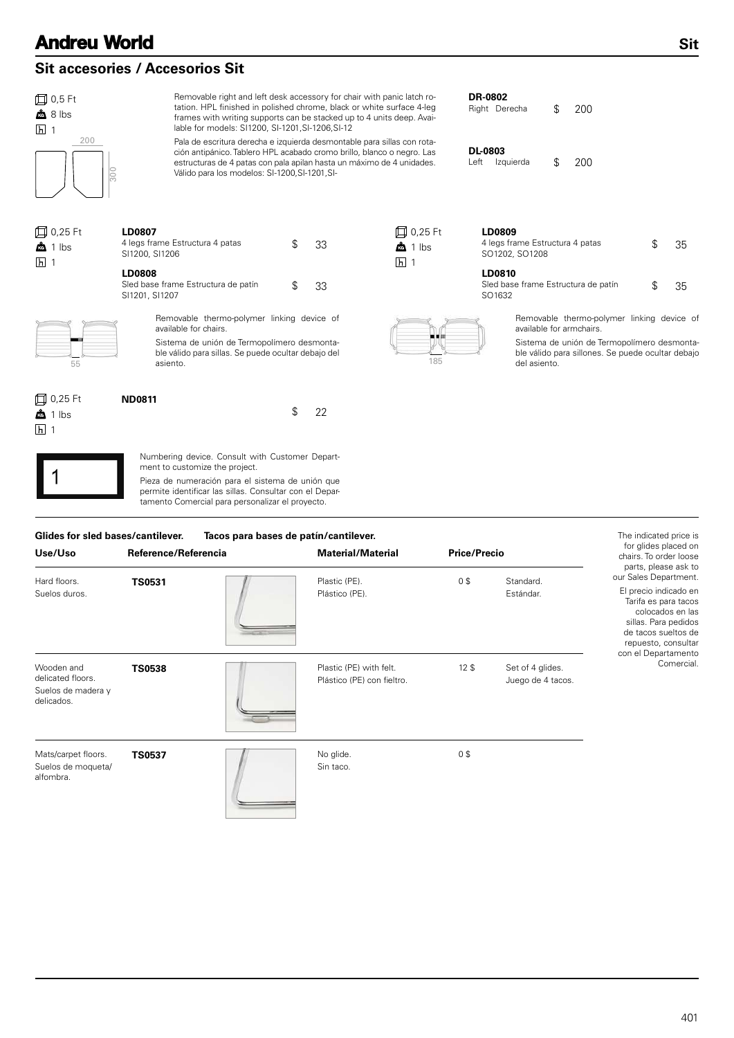## Sit accesories / Accesorios Sit

0,5 Ft
8 lbs
1

200
300

Removable right and left desk accessory for chair with panic latch rotation. HPL finished in polished chrome, black or white surface 4-leg frames with writing supports can be stacked up to 4 units deep. Available for models: SI1200, SI-1201,SI-1206,SI-12

Pala de escritura derecha e izquierda desmontable para sillas con rotación antipánico. Tablero HPL acabado cromo brillo, blanco o negro. Las estructuras de 4 patas con pala apilan hasta un máximo de 4 unidades. Válido para los modelos: SI-1200,SI-1201,SI-

**DR-0802**
Right Derecha $ 200

**DL-0803**
Left Izquierda $ 200

0,25 Ft
1 lbs
1

**LD0807**
4 legs frame Estructura 4 patas $ 33
SI1200, SI1206

**LD0808**
Sled base frame Estructura de patín $ 33
SI1201, SI1207

55

Removable thermo-polymer linking device of available for chairs.

Sistema de unión de Termopolímero desmontable válido para sillas. Se puede ocultar debajo del asiento.

0,25 Ft
1 lbs
1

**LD0809**
4 legs frame Estructura 4 patas $ 35
SO1202, SO1208

**LD0810**
Sled base frame Estructura de patín $ 35
SO1632

185

Removable thermo-polymer linking device of available for armchairs.

Sistema de unión de Termopolímero desmontable válido para sillones. Se puede ocultar debajo del asiento.

0,25 Ft
1 lbs
1

**ND0811**
$ 22

1

Numbering device. Consult with Customer Department to customize the project.

Pieza de numeración para el sistema de unión que permite identificar las sillas. Consultar con el Departamento Comercial para personalizar el proyecto.

**Glides for sled bases/cantilever. Tacos para bases de patín/cantilever.**

| Use/Uso | Reference/Referencia | Material/Material | Price/Precio | |
|---|---|---|---|---|
| Hard floors. Suelos duros. | **TS0531** | Plastic (PE). Plástico (PE). | 0 $ | Standard. Estándar. |
| Wooden and delicated floors. Suelos de madera y delicados. | **TS0538** | Plastic (PE) with felt. Plástico (PE) con fieltro. | 12 $ | Set of 4 glides. Juego de 4 tacos. |
| Mats/carpet floors. Suelos de moqueta/alfombra. | **TS0537** | No glide. Sin taco. | 0 $ | |

The indicated price is for glides placed on chairs. To order loose parts, please ask to our Sales Department.

El precio indicado en Tarifa es para tacos colocados en las sillas. Para pedidos de tacos sueltos de repuesto, consultar con el Departamento Comercial.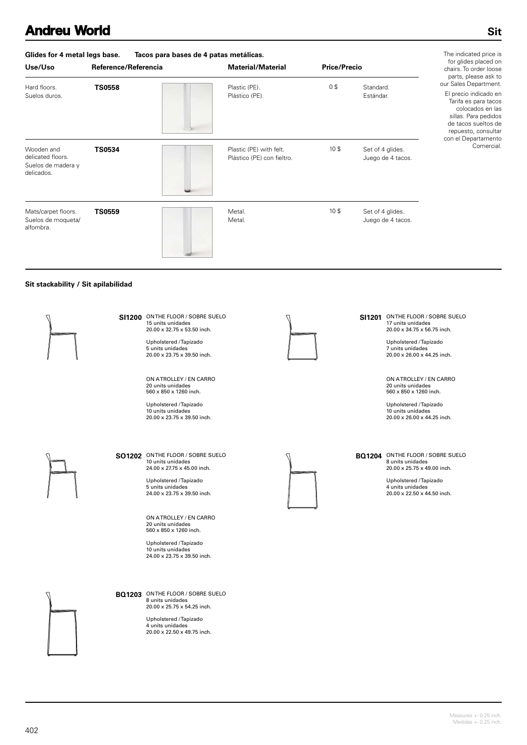# Andreu World

## Sit

### Glides for 4 metal legs base. Tacos para bases de 4 patas metálicas.

| Use/Uso | Reference/Referencia | Material/Material | Price/Precio | |
|---|---|---|---|---|
| Hard floors. Suelos duros. | **TS0558** | Plastic (PE). Plástico (PE). | 0 $ | Standard. Estándar. |
| Wooden and delicated floors. Suelos de madera y delicados. | **TS0534** | Plastic (PE) with felt. Plástico (PE) con fieltro. | 10 $ | Set of 4 glides. Juego de 4 tacos. |
| Mats/carpet floors. Suelos de moqueta/ alfombra. | **TS0559** | Metal. Metal. | 10 $ | Set of 4 glides. Juego de 4 tacos. |

The indicated price is for glides placed on chairs. To order loose parts, please ask to our Sales Department.

El precio indicado en Tarifa es para tacos colocados en las sillas. Para pedidos de tacos sueltos de repuesto, consultar con el Departamento Comercial.

### Sit stackability / Sit apilabilidad

**SI1200** ON THE FLOOR / SOBRE SUELO
15 units unidades
20.00 x 32.75 x 53.50 inch.

Upholstered / Tapizado
5 units unidades
20.00 x 23.75 x 39.50 inch.

ON A TROLLEY / EN CARRO
20 units unidades
560 x 850 x 1260 inch.

Upholstered / Tapizado
10 units unidades
20.00 x 23.75 x 39.50 inch.

**SI1201** ON THE FLOOR / SOBRE SUELO
17 units unidades
20.00 x 34.75 x 56.75 inch.

Upholstered / Tapizado
7 units unidades
20.00 x 26.00 x 44.25 inch.

ON A TROLLEY / EN CARRO
20 units unidades
560 x 850 x 1260 inch.

Upholstered / Tapizado
10 units unidades
20.00 x 26.00 x 44.25 inch.

**SO1202** ON THE FLOOR / SOBRE SUELO
10 units unidades
24.00 x 27.75 x 45.00 inch.

Upholstered / Tapizado
5 units unidades
24.00 x 23.75 x 39.50 inch.

ON A TROLLEY / EN CARRO
20 units unidades
560 x 850 x 1260 inch.

Upholstered / Tapizado
10 units unidades
24.00 x 23.75 x 39.50 inch.

**BQ1204** ON THE FLOOR / SOBRE SUELO
8 units unidades
20.00 x 25.75 x 49.00 inch.

Upholstered / Tapizado
4 units unidades
20.00 x 22.50 x 44.50 inch.

**BQ1203** ON THE FLOOR / SOBRE SUELO
8 units unidades
20.00 x 25.75 x 54.25 inch.

Upholstered / Tapizado
4 units unidades
20.00 x 22.50 x 49.75 inch.

Measures +- 0.25 inch.
Medidas +- 0.25 inch.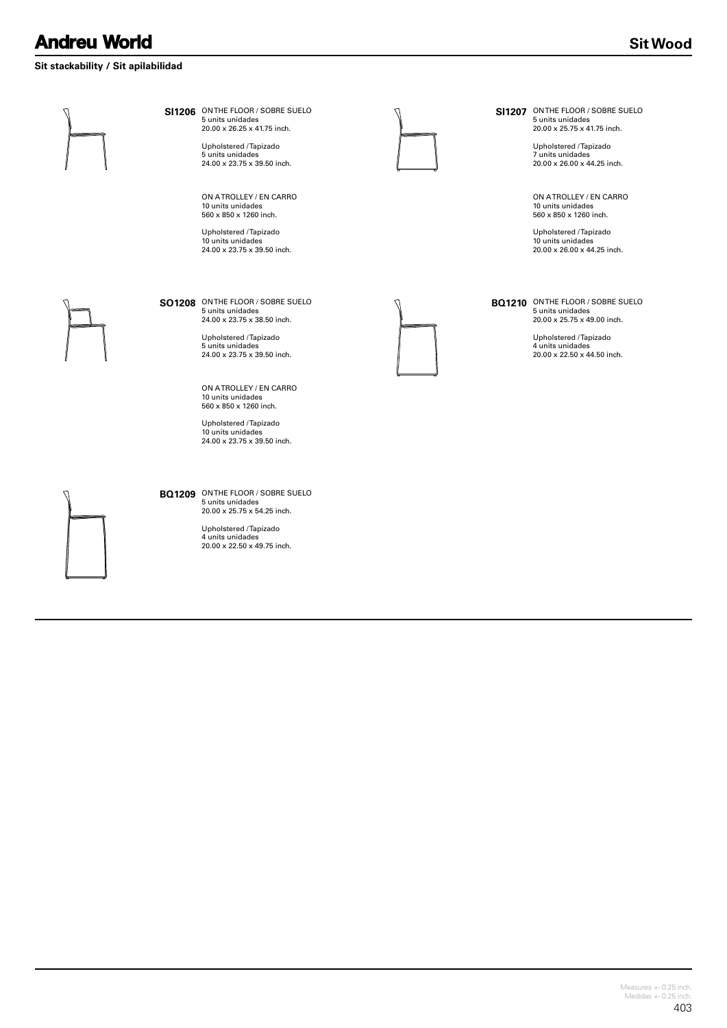**Sit stackability / Sit apilabilidad**

**SI1206** ON THE FLOOR / SOBRE SUELO
5 units unidades
20.00 x 26.25 x 41.75 inch.

Upholstered / Tapizado
5 units unidades
24.00 x 23.75 x 39.50 inch.

ON A TROLLEY / EN CARRO
10 units unidades
560 x 850 x 1260 inch.

Upholstered / Tapizado
10 units unidades
24.00 x 23.75 x 39.50 inch.

**SI1207** ON THE FLOOR / SOBRE SUELO
5 units unidades
20.00 x 25.75 x 41.75 inch.

Upholstered / Tapizado
7 units unidades
20.00 x 26.00 x 44.25 inch.

ON A TROLLEY / EN CARRO
10 units unidades
560 x 850 x 1260 inch.

Upholstered / Tapizado
10 units unidades
20.00 x 26.00 x 44.25 inch.

**SO1208** ON THE FLOOR / SOBRE SUELO
5 units unidades
24.00 x 23.75 x 38.50 inch.

Upholstered / Tapizado
5 units unidades
24.00 x 23.75 x 39.50 inch.

ON A TROLLEY / EN CARRO
10 units unidades
560 x 850 x 1260 inch.

Upholstered / Tapizado
10 units unidades
24.00 x 23.75 x 39.50 inch.

**BQ1210** ON THE FLOOR / SOBRE SUELO
5 units unidades
20.00 x 25.75 x 49.00 inch.

Upholstered / Tapizado
4 units unidades
20.00 x 22.50 x 44.50 inch.

**BQ1209** ON THE FLOOR / SOBRE SUELO
5 units unidades
20.00 x 25.75 x 54.25 inch.

Upholstered / Tapizado
4 units unidades
20.00 x 22.50 x 49.75 inch.

Measures +- 0.25 inch.
Medidas +- 0.25 inch.